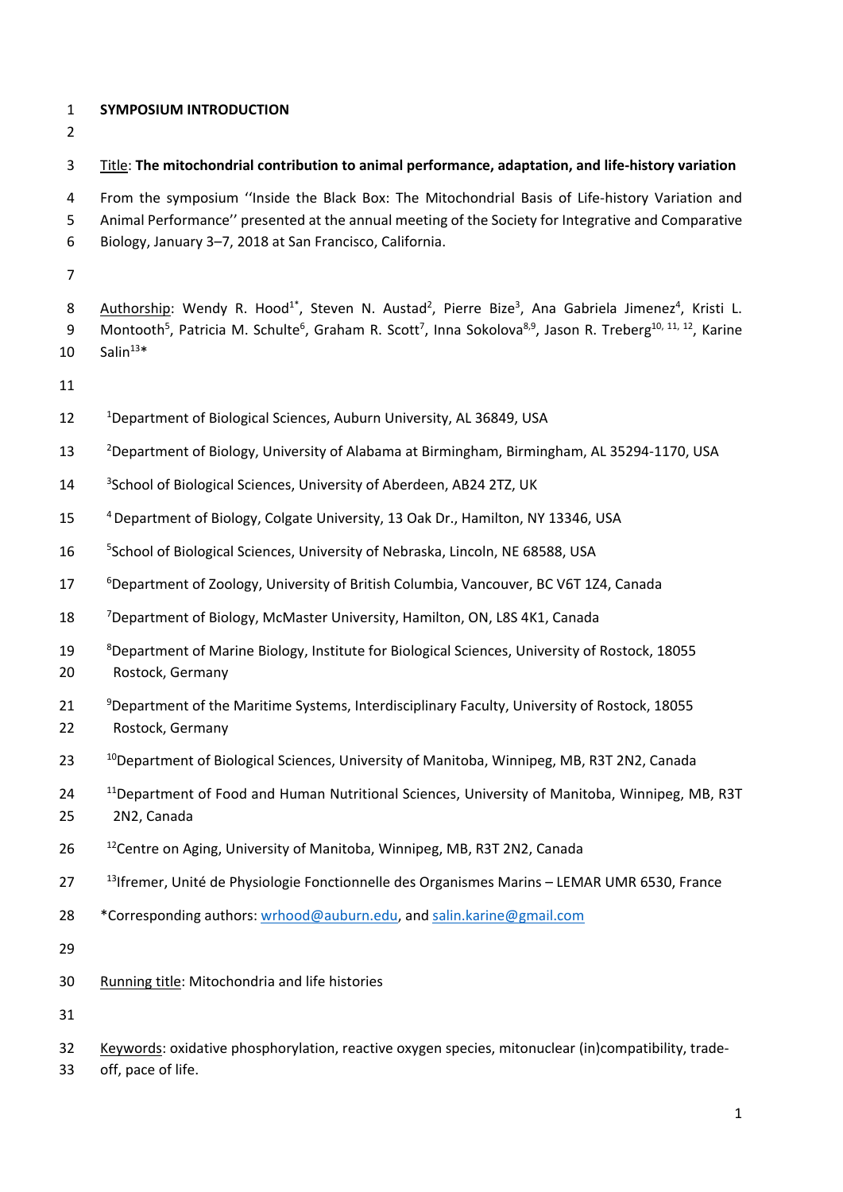**SYMPOSIUM INTRODUCTION**

Title: **The mitochondrial contribution to animal performance, adaptation, and life-history variation**

From the symposium ''Inside the Black Box: The Mitochondrial Basis of Life-history Variation and Animal Performance'' presented at the annual meeting of the Society for Integrative and Comparative Biology, January 3–7, 2018 at San Francisco, California.

Authorship: Wendy R. Hood[1*], Steven N. Austad[2], Pierre Bize[3], Ana Gabriela Jimenez[4], Kristi L. Montooth[5], Patricia M. Schulte[6], Graham R. Scott[7], Inna Sokolova[8,9], Jason R. Treberg[10, 11, 12], Karine Salin[13]*

[1]Department of Biological Sciences, Auburn University, AL 36849, USA

[2]Department of Biology, University of Alabama at Birmingham, Birmingham, AL 35294-1170, USA

[3]School of Biological Sciences, University of Aberdeen, AB24 2TZ, UK

[4]Department of Biology, Colgate University, 13 Oak Dr., Hamilton, NY 13346, USA

[5]School of Biological Sciences, University of Nebraska, Lincoln, NE 68588, USA

[6]Department of Zoology, University of British Columbia, Vancouver, BC V6T 1Z4, Canada

[7]Department of Biology, McMaster University, Hamilton, ON, L8S 4K1, Canada

[8]Department of Marine Biology, Institute for Biological Sciences, University of Rostock, 18055 Rostock, Germany

[9]Department of the Maritime Systems, Interdisciplinary Faculty, University of Rostock, 18055 Rostock, Germany

[10]Department of Biological Sciences, University of Manitoba, Winnipeg, MB, R3T 2N2, Canada

[11]Department of Food and Human Nutritional Sciences, University of Manitoba, Winnipeg, MB, R3T 2N2, Canada

[12]Centre on Aging, University of Manitoba, Winnipeg, MB, R3T 2N2, Canada

[13]Ifremer, Unité de Physiologie Fonctionnelle des Organismes Marins – LEMAR UMR 6530, France

*Corresponding authors: wrhood@auburn.edu, and salin.karine@gmail.com

Running title: Mitochondria and life histories

Keywords: oxidative phosphorylation, reactive oxygen species, mitonuclear (in)compatibility, trade-off, pace of life.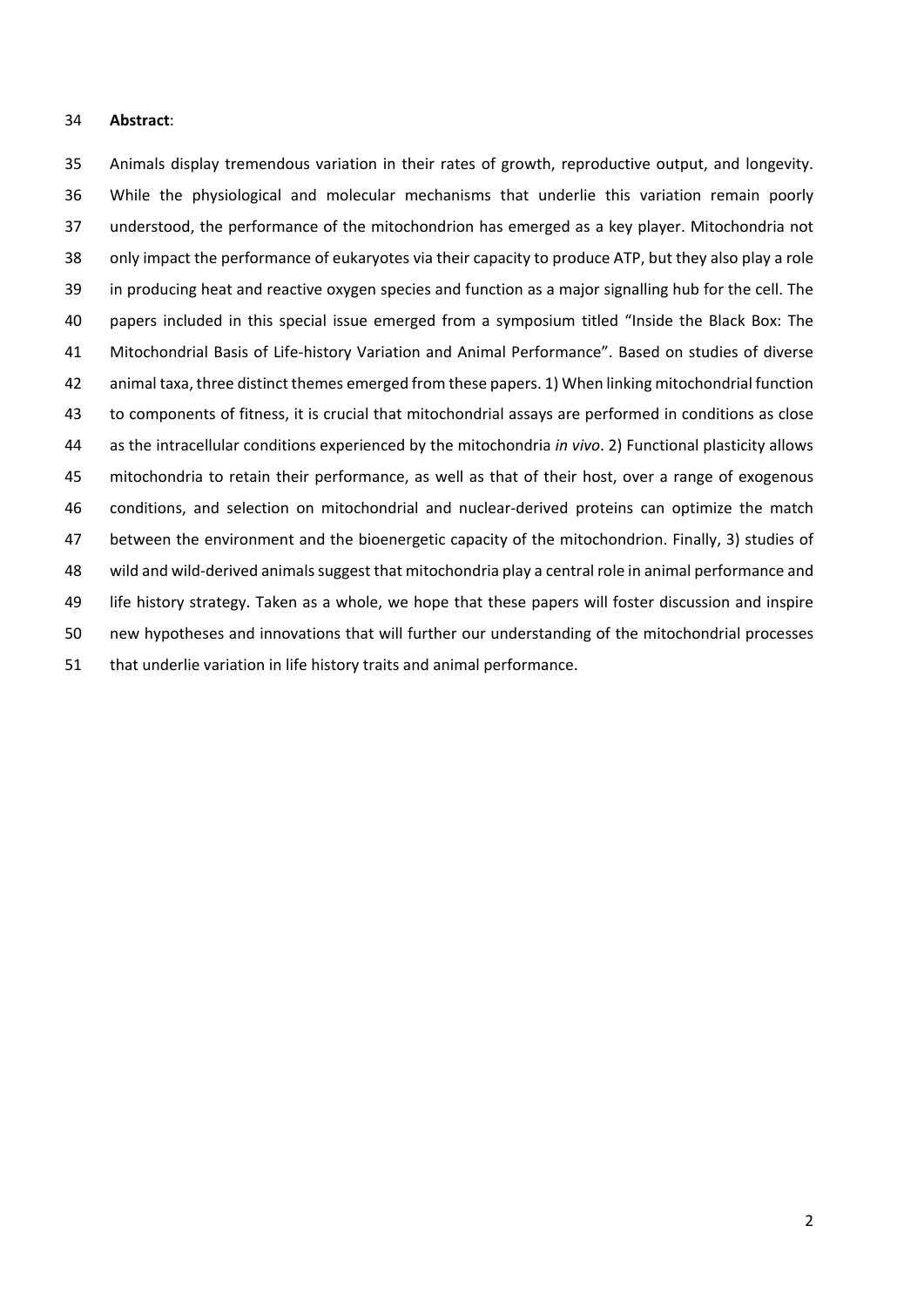**Abstract**:

Animals display tremendous variation in their rates of growth, reproductive output, and longevity. While the physiological and molecular mechanisms that underlie this variation remain poorly understood, the performance of the mitochondrion has emerged as a key player. Mitochondria not only impact the performance of eukaryotes via their capacity to produce ATP, but they also play a role in producing heat and reactive oxygen species and function as a major signalling hub for the cell. The papers included in this special issue emerged from a symposium titled "Inside the Black Box: The Mitochondrial Basis of Life-history Variation and Animal Performance". Based on studies of diverse animal taxa, three distinct themes emerged from these papers. 1) When linking mitochondrial function to components of fitness, it is crucial that mitochondrial assays are performed in conditions as close as the intracellular conditions experienced by the mitochondria *in vivo*. 2) Functional plasticity allows mitochondria to retain their performance, as well as that of their host, over a range of exogenous conditions, and selection on mitochondrial and nuclear-derived proteins can optimize the match between the environment and the bioenergetic capacity of the mitochondrion. Finally, 3) studies of wild and wild-derived animals suggest that mitochondria play a central role in animal performance and life history strategy. Taken as a whole, we hope that these papers will foster discussion and inspire new hypotheses and innovations that will further our understanding of the mitochondrial processes that underlie variation in life history traits and animal performance.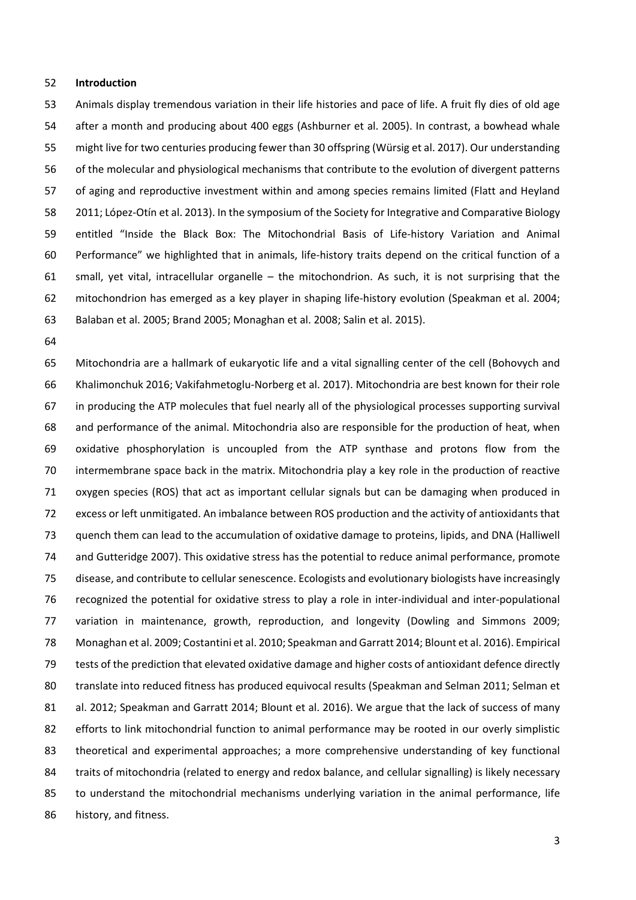## Introduction

Animals display tremendous variation in their life histories and pace of life. A fruit fly dies of old age after a month and producing about 400 eggs (Ashburner et al. 2005). In contrast, a bowhead whale might live for two centuries producing fewer than 30 offspring (Würsig et al. 2017). Our understanding of the molecular and physiological mechanisms that contribute to the evolution of divergent patterns of aging and reproductive investment within and among species remains limited (Flatt and Heyland 2011; López-Otín et al. 2013). In the symposium of the Society for Integrative and Comparative Biology entitled "Inside the Black Box: The Mitochondrial Basis of Life-history Variation and Animal Performance" we highlighted that in animals, life-history traits depend on the critical function of a small, yet vital, intracellular organelle – the mitochondrion. As such, it is not surprising that the mitochondrion has emerged as a key player in shaping life-history evolution (Speakman et al. 2004; Balaban et al. 2005; Brand 2005; Monaghan et al. 2008; Salin et al. 2015).

Mitochondria are a hallmark of eukaryotic life and a vital signalling center of the cell (Bohovych and Khalimonchuk 2016; Vakifahmetoglu-Norberg et al. 2017). Mitochondria are best known for their role in producing the ATP molecules that fuel nearly all of the physiological processes supporting survival and performance of the animal. Mitochondria also are responsible for the production of heat, when oxidative phosphorylation is uncoupled from the ATP synthase and protons flow from the intermembrane space back in the matrix. Mitochondria play a key role in the production of reactive oxygen species (ROS) that act as important cellular signals but can be damaging when produced in excess or left unmitigated. An imbalance between ROS production and the activity of antioxidants that quench them can lead to the accumulation of oxidative damage to proteins, lipids, and DNA (Halliwell and Gutteridge 2007). This oxidative stress has the potential to reduce animal performance, promote disease, and contribute to cellular senescence. Ecologists and evolutionary biologists have increasingly recognized the potential for oxidative stress to play a role in inter-individual and inter-populational variation in maintenance, growth, reproduction, and longevity (Dowling and Simmons 2009; Monaghan et al. 2009; Costantini et al. 2010; Speakman and Garratt 2014; Blount et al. 2016). Empirical tests of the prediction that elevated oxidative damage and higher costs of antioxidant defence directly translate into reduced fitness has produced equivocal results (Speakman and Selman 2011; Selman et al. 2012; Speakman and Garratt 2014; Blount et al. 2016). We argue that the lack of success of many efforts to link mitochondrial function to animal performance may be rooted in our overly simplistic theoretical and experimental approaches; a more comprehensive understanding of key functional traits of mitochondria (related to energy and redox balance, and cellular signalling) is likely necessary to understand the mitochondrial mechanisms underlying variation in the animal performance, life history, and fitness.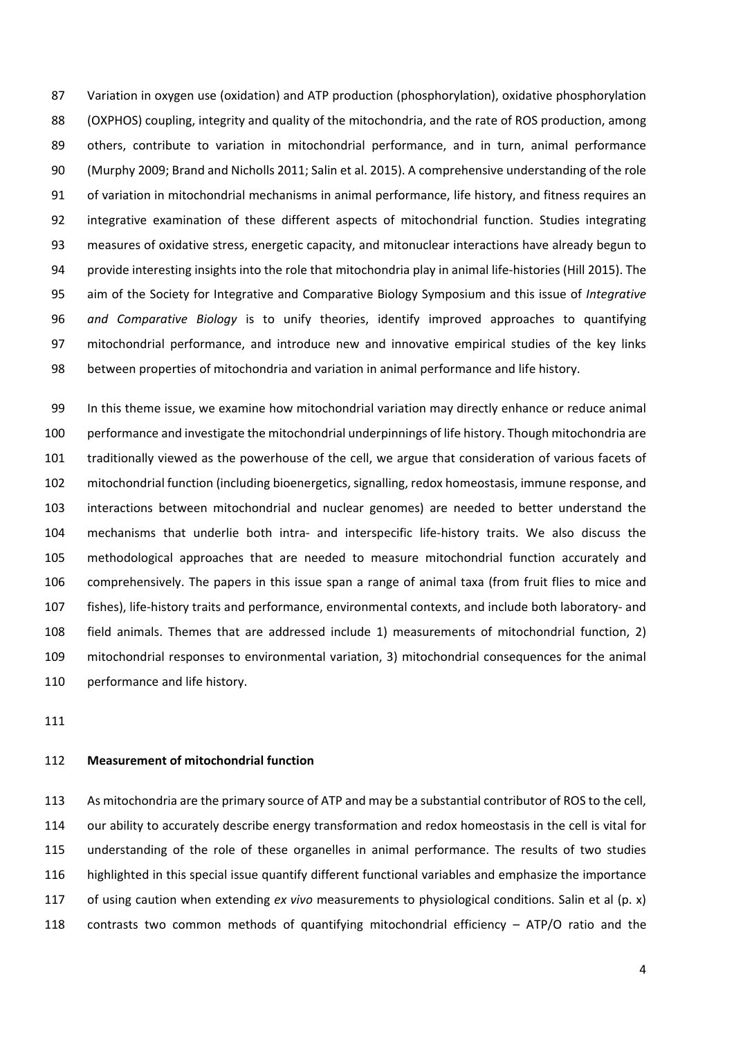Variation in oxygen use (oxidation) and ATP production (phosphorylation), oxidative phosphorylation (OXPHOS) coupling, integrity and quality of the mitochondria, and the rate of ROS production, among others, contribute to variation in mitochondrial performance, and in turn, animal performance (Murphy 2009; Brand and Nicholls 2011; Salin et al. 2015). A comprehensive understanding of the role of variation in mitochondrial mechanisms in animal performance, life history, and fitness requires an integrative examination of these different aspects of mitochondrial function. Studies integrating measures of oxidative stress, energetic capacity, and mitonuclear interactions have already begun to provide interesting insights into the role that mitochondria play in animal life-histories (Hill 2015). The aim of the Society for Integrative and Comparative Biology Symposium and this issue of *Integrative and Comparative Biology* is to unify theories, identify improved approaches to quantifying mitochondrial performance, and introduce new and innovative empirical studies of the key links between properties of mitochondria and variation in animal performance and life history.

In this theme issue, we examine how mitochondrial variation may directly enhance or reduce animal performance and investigate the mitochondrial underpinnings of life history. Though mitochondria are traditionally viewed as the powerhouse of the cell, we argue that consideration of various facets of mitochondrial function (including bioenergetics, signalling, redox homeostasis, immune response, and interactions between mitochondrial and nuclear genomes) are needed to better understand the mechanisms that underlie both intra- and interspecific life-history traits. We also discuss the methodological approaches that are needed to measure mitochondrial function accurately and comprehensively. The papers in this issue span a range of animal taxa (from fruit flies to mice and fishes), life-history traits and performance, environmental contexts, and include both laboratory- and field animals. Themes that are addressed include 1) measurements of mitochondrial function, 2) mitochondrial responses to environmental variation, 3) mitochondrial consequences for the animal performance and life history.

## Measurement of mitochondrial function

As mitochondria are the primary source of ATP and may be a substantial contributor of ROS to the cell, our ability to accurately describe energy transformation and redox homeostasis in the cell is vital for understanding of the role of these organelles in animal performance. The results of two studies highlighted in this special issue quantify different functional variables and emphasize the importance of using caution when extending *ex vivo* measurements to physiological conditions. Salin et al (p. x) contrasts two common methods of quantifying mitochondrial efficiency – ATP/O ratio and the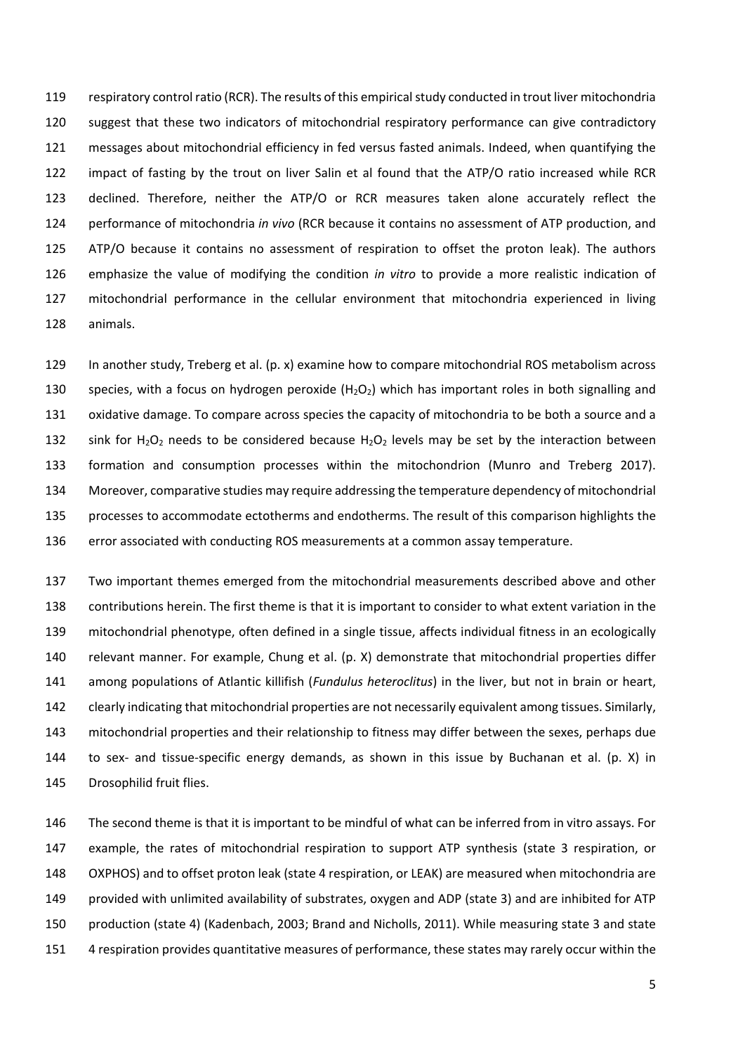respiratory control ratio (RCR). The results of this empirical study conducted in trout liver mitochondria suggest that these two indicators of mitochondrial respiratory performance can give contradictory messages about mitochondrial efficiency in fed versus fasted animals. Indeed, when quantifying the impact of fasting by the trout on liver Salin et al found that the ATP/O ratio increased while RCR declined. Therefore, neither the ATP/O or RCR measures taken alone accurately reflect the performance of mitochondria *in vivo* (RCR because it contains no assessment of ATP production, and ATP/O because it contains no assessment of respiration to offset the proton leak). The authors emphasize the value of modifying the condition *in vitro* to provide a more realistic indication of mitochondrial performance in the cellular environment that mitochondria experienced in living animals.

In another study, Treberg et al. (p. x) examine how to compare mitochondrial ROS metabolism across species, with a focus on hydrogen peroxide ($H_2O_2$) which has important roles in both signalling and oxidative damage. To compare across species the capacity of mitochondria to be both a source and a sink for $H_2O_2$ needs to be considered because $H_2O_2$ levels may be set by the interaction between formation and consumption processes within the mitochondrion (Munro and Treberg 2017). Moreover, comparative studies may require addressing the temperature dependency of mitochondrial processes to accommodate ectotherms and endotherms. The result of this comparison highlights the error associated with conducting ROS measurements at a common assay temperature.

Two important themes emerged from the mitochondrial measurements described above and other contributions herein. The first theme is that it is important to consider to what extent variation in the mitochondrial phenotype, often defined in a single tissue, affects individual fitness in an ecologically relevant manner. For example, Chung et al. (p. X) demonstrate that mitochondrial properties differ among populations of Atlantic killifish (*Fundulus heteroclitus*) in the liver, but not in brain or heart, clearly indicating that mitochondrial properties are not necessarily equivalent among tissues. Similarly, mitochondrial properties and their relationship to fitness may differ between the sexes, perhaps due to sex- and tissue-specific energy demands, as shown in this issue by Buchanan et al. (p. X) in Drosophilid fruit flies.

The second theme is that it is important to be mindful of what can be inferred from in vitro assays. For example, the rates of mitochondrial respiration to support ATP synthesis (state 3 respiration, or OXPHOS) and to offset proton leak (state 4 respiration, or LEAK) are measured when mitochondria are provided with unlimited availability of substrates, oxygen and ADP (state 3) and are inhibited for ATP production (state 4) (Kadenbach, 2003; Brand and Nicholls, 2011). While measuring state 3 and state 4 respiration provides quantitative measures of performance, these states may rarely occur within the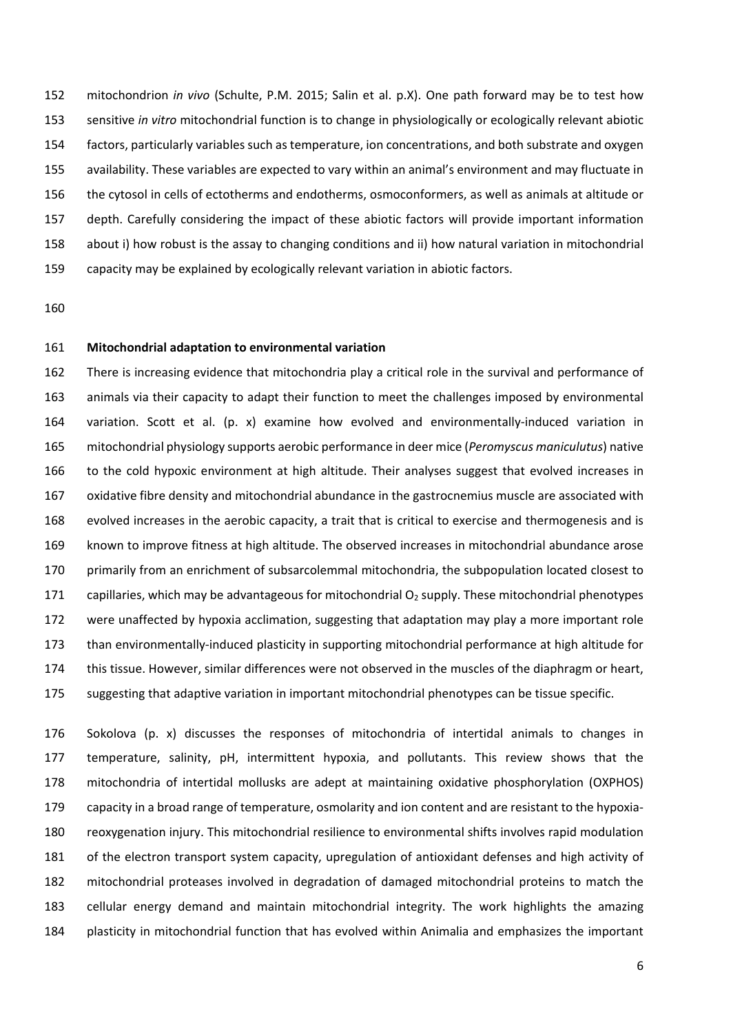mitochondrion *in vivo* (Schulte, P.M. 2015; Salin et al. p.X). One path forward may be to test how sensitive *in vitro* mitochondrial function is to change in physiologically or ecologically relevant abiotic factors, particularly variables such as temperature, ion concentrations, and both substrate and oxygen availability. These variables are expected to vary within an animal's environment and may fluctuate in the cytosol in cells of ectotherms and endotherms, osmoconformers, as well as animals at altitude or depth. Carefully considering the impact of these abiotic factors will provide important information about i) how robust is the assay to changing conditions and ii) how natural variation in mitochondrial capacity may be explained by ecologically relevant variation in abiotic factors.

## Mitochondrial adaptation to environmental variation

There is increasing evidence that mitochondria play a critical role in the survival and performance of animals via their capacity to adapt their function to meet the challenges imposed by environmental variation. Scott et al. (p. x) examine how evolved and environmentally-induced variation in mitochondrial physiology supports aerobic performance in deer mice (*Peromyscus maniculutus*) native to the cold hypoxic environment at high altitude. Their analyses suggest that evolved increases in oxidative fibre density and mitochondrial abundance in the gastrocnemius muscle are associated with evolved increases in the aerobic capacity, a trait that is critical to exercise and thermogenesis and is known to improve fitness at high altitude. The observed increases in mitochondrial abundance arose primarily from an enrichment of subsarcolemmal mitochondria, the subpopulation located closest to capillaries, which may be advantageous for mitochondrial $O_2$ supply. These mitochondrial phenotypes were unaffected by hypoxia acclimation, suggesting that adaptation may play a more important role than environmentally-induced plasticity in supporting mitochondrial performance at high altitude for this tissue. However, similar differences were not observed in the muscles of the diaphragm or heart, suggesting that adaptive variation in important mitochondrial phenotypes can be tissue specific.

Sokolova (p. x) discusses the responses of mitochondria of intertidal animals to changes in temperature, salinity, pH, intermittent hypoxia, and pollutants. This review shows that the mitochondria of intertidal mollusks are adept at maintaining oxidative phosphorylation (OXPHOS) capacity in a broad range of temperature, osmolarity and ion content and are resistant to the hypoxia-reoxygenation injury. This mitochondrial resilience to environmental shifts involves rapid modulation of the electron transport system capacity, upregulation of antioxidant defenses and high activity of mitochondrial proteases involved in degradation of damaged mitochondrial proteins to match the cellular energy demand and maintain mitochondrial integrity. The work highlights the amazing plasticity in mitochondrial function that has evolved within Animalia and emphasizes the important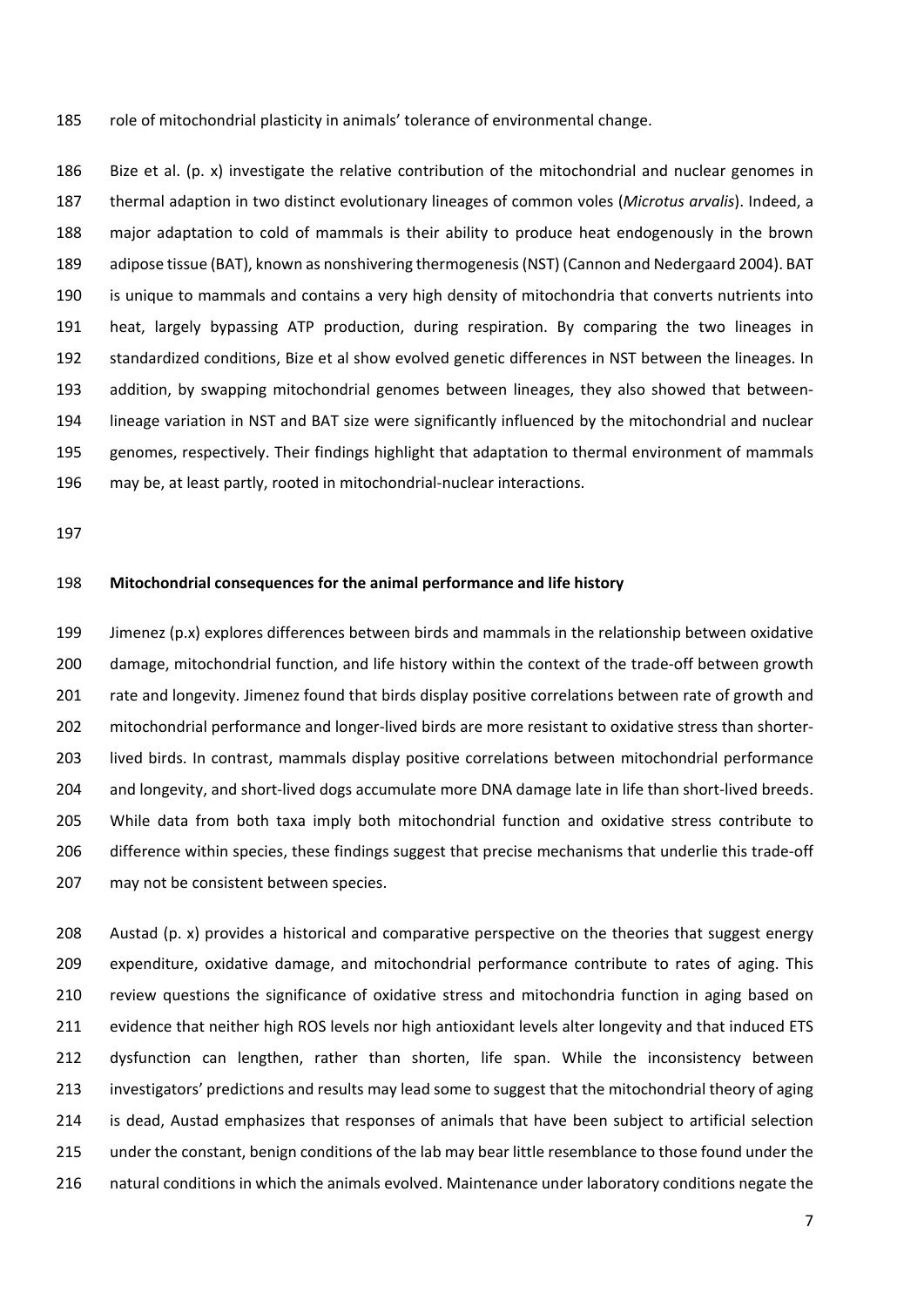role of mitochondrial plasticity in animals' tolerance of environmental change.

Bize et al. (p. x) investigate the relative contribution of the mitochondrial and nuclear genomes in thermal adaption in two distinct evolutionary lineages of common voles (*Microtus arvalis*). Indeed, a major adaptation to cold of mammals is their ability to produce heat endogenously in the brown adipose tissue (BAT), known as nonshivering thermogenesis (NST) (Cannon and Nedergaard 2004). BAT is unique to mammals and contains a very high density of mitochondria that converts nutrients into heat, largely bypassing ATP production, during respiration. By comparing the two lineages in standardized conditions, Bize et al show evolved genetic differences in NST between the lineages. In addition, by swapping mitochondrial genomes between lineages, they also showed that between-lineage variation in NST and BAT size were significantly influenced by the mitochondrial and nuclear genomes, respectively. Their findings highlight that adaptation to thermal environment of mammals may be, at least partly, rooted in mitochondrial-nuclear interactions.

## Mitochondrial consequences for the animal performance and life history

Jimenez (p.x) explores differences between birds and mammals in the relationship between oxidative damage, mitochondrial function, and life history within the context of the trade-off between growth rate and longevity. Jimenez found that birds display positive correlations between rate of growth and mitochondrial performance and longer-lived birds are more resistant to oxidative stress than shorter-lived birds. In contrast, mammals display positive correlations between mitochondrial performance and longevity, and short-lived dogs accumulate more DNA damage late in life than short-lived breeds. While data from both taxa imply both mitochondrial function and oxidative stress contribute to difference within species, these findings suggest that precise mechanisms that underlie this trade-off may not be consistent between species.

Austad (p. x) provides a historical and comparative perspective on the theories that suggest energy expenditure, oxidative damage, and mitochondrial performance contribute to rates of aging. This review questions the significance of oxidative stress and mitochondria function in aging based on evidence that neither high ROS levels nor high antioxidant levels alter longevity and that induced ETS dysfunction can lengthen, rather than shorten, life span. While the inconsistency between investigators' predictions and results may lead some to suggest that the mitochondrial theory of aging is dead, Austad emphasizes that responses of animals that have been subject to artificial selection under the constant, benign conditions of the lab may bear little resemblance to those found under the natural conditions in which the animals evolved. Maintenance under laboratory conditions negate the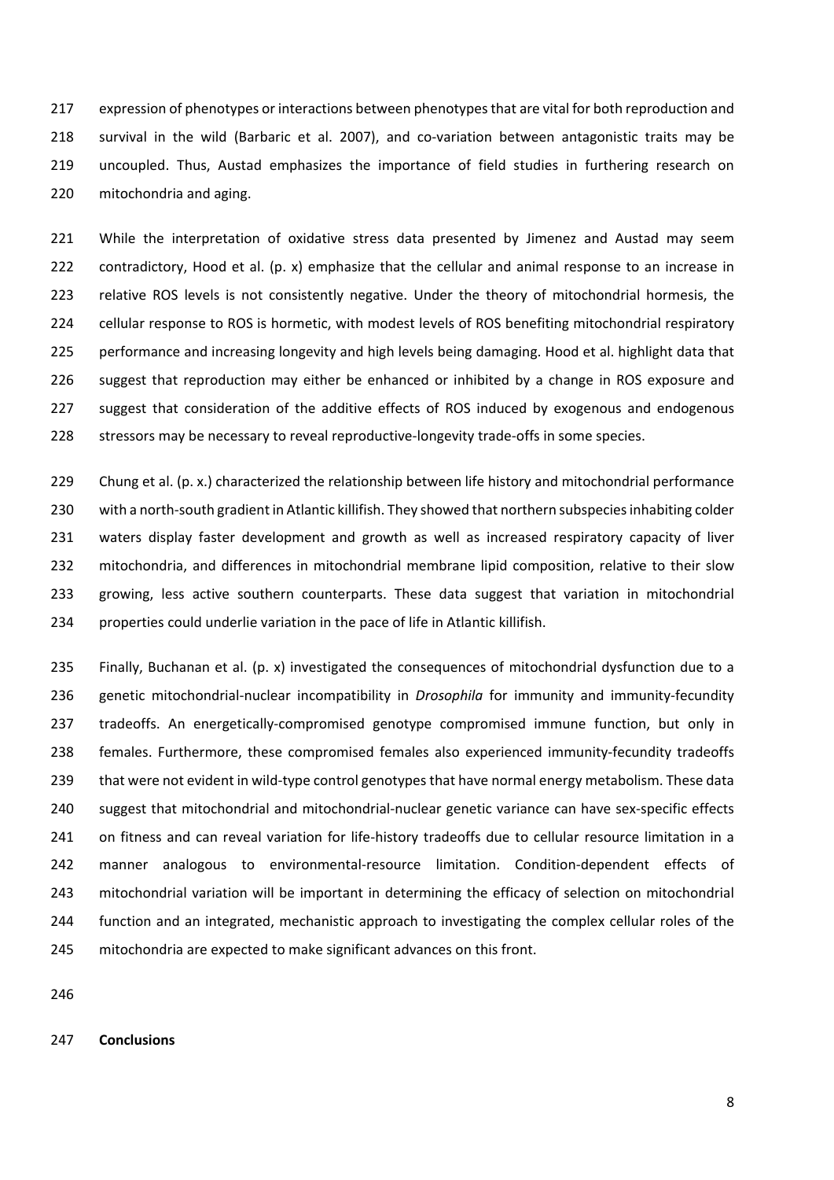expression of phenotypes or interactions between phenotypes that are vital for both reproduction and survival in the wild (Barbaric et al. 2007), and co-variation between antagonistic traits may be uncoupled. Thus, Austad emphasizes the importance of field studies in furthering research on mitochondria and aging.

While the interpretation of oxidative stress data presented by Jimenez and Austad may seem contradictory, Hood et al. (p. x) emphasize that the cellular and animal response to an increase in relative ROS levels is not consistently negative. Under the theory of mitochondrial hormesis, the cellular response to ROS is hormetic, with modest levels of ROS benefiting mitochondrial respiratory performance and increasing longevity and high levels being damaging. Hood et al. highlight data that suggest that reproduction may either be enhanced or inhibited by a change in ROS exposure and suggest that consideration of the additive effects of ROS induced by exogenous and endogenous stressors may be necessary to reveal reproductive-longevity trade-offs in some species.

Chung et al. (p. x.) characterized the relationship between life history and mitochondrial performance with a north-south gradient in Atlantic killifish. They showed that northern subspecies inhabiting colder waters display faster development and growth as well as increased respiratory capacity of liver mitochondria, and differences in mitochondrial membrane lipid composition, relative to their slow growing, less active southern counterparts. These data suggest that variation in mitochondrial properties could underlie variation in the pace of life in Atlantic killifish.

Finally, Buchanan et al. (p. x) investigated the consequences of mitochondrial dysfunction due to a genetic mitochondrial-nuclear incompatibility in *Drosophila* for immunity and immunity-fecundity tradeoffs. An energetically-compromised genotype compromised immune function, but only in females. Furthermore, these compromised females also experienced immunity-fecundity tradeoffs that were not evident in wild-type control genotypes that have normal energy metabolism. These data suggest that mitochondrial and mitochondrial-nuclear genetic variance can have sex-specific effects on fitness and can reveal variation for life-history tradeoffs due to cellular resource limitation in a manner analogous to environmental-resource limitation. Condition-dependent effects of mitochondrial variation will be important in determining the efficacy of selection on mitochondrial function and an integrated, mechanistic approach to investigating the complex cellular roles of the mitochondria are expected to make significant advances on this front.

**Conclusions**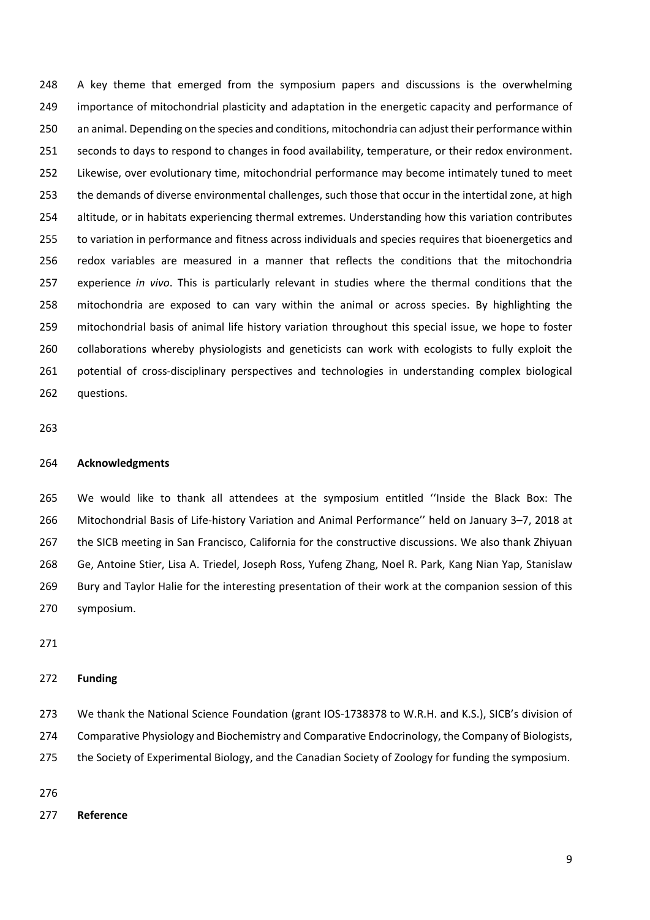A key theme that emerged from the symposium papers and discussions is the overwhelming importance of mitochondrial plasticity and adaptation in the energetic capacity and performance of an animal. Depending on the species and conditions, mitochondria can adjust their performance within seconds to days to respond to changes in food availability, temperature, or their redox environment. Likewise, over evolutionary time, mitochondrial performance may become intimately tuned to meet the demands of diverse environmental challenges, such those that occur in the intertidal zone, at high altitude, or in habitats experiencing thermal extremes. Understanding how this variation contributes to variation in performance and fitness across individuals and species requires that bioenergetics and redox variables are measured in a manner that reflects the conditions that the mitochondria experience *in vivo*. This is particularly relevant in studies where the thermal conditions that the mitochondria are exposed to can vary within the animal or across species. By highlighting the mitochondrial basis of animal life history variation throughout this special issue, we hope to foster collaborations whereby physiologists and geneticists can work with ecologists to fully exploit the potential of cross-disciplinary perspectives and technologies in understanding complex biological questions.

## Acknowledgments

We would like to thank all attendees at the symposium entitled ''Inside the Black Box: The Mitochondrial Basis of Life-history Variation and Animal Performance'' held on January 3–7, 2018 at the SICB meeting in San Francisco, California for the constructive discussions. We also thank Zhiyuan Ge, Antoine Stier, Lisa A. Triedel, Joseph Ross, Yufeng Zhang, Noel R. Park, Kang Nian Yap, Stanislaw Bury and Taylor Halie for the interesting presentation of their work at the companion session of this symposium.

## Funding

We thank the National Science Foundation (grant IOS-1738378 to W.R.H. and K.S.), SICB's division of Comparative Physiology and Biochemistry and Comparative Endocrinology, the Company of Biologists, the Society of Experimental Biology, and the Canadian Society of Zoology for funding the symposium.

## Reference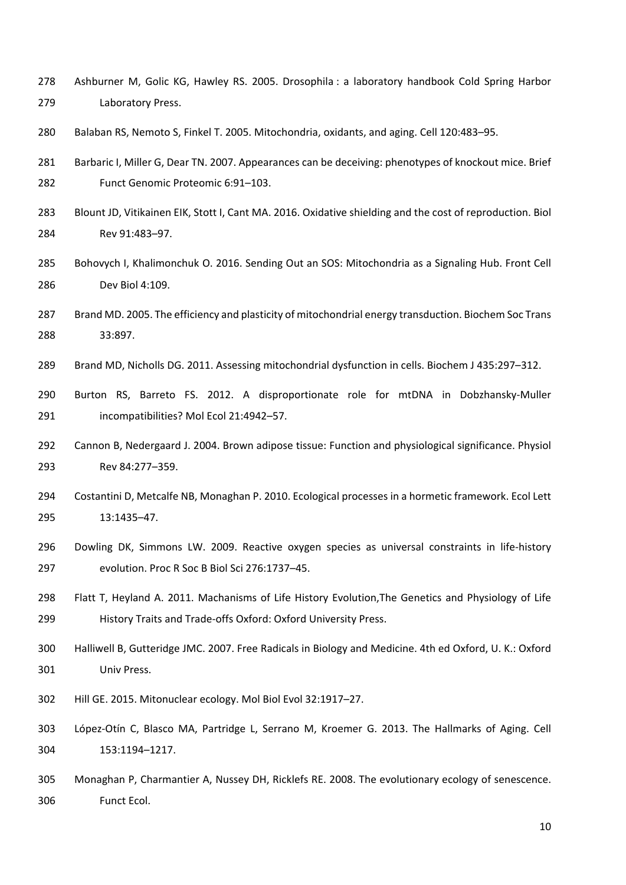Ashburner M, Golic KG, Hawley RS. 2005. Drosophila : a laboratory handbook Cold Spring Harbor Laboratory Press.

Balaban RS, Nemoto S, Finkel T. 2005. Mitochondria, oxidants, and aging. Cell 120:483–95.

Barbaric I, Miller G, Dear TN. 2007. Appearances can be deceiving: phenotypes of knockout mice. Brief Funct Genomic Proteomic 6:91–103.

Blount JD, Vitikainen EIK, Stott I, Cant MA. 2016. Oxidative shielding and the cost of reproduction. Biol Rev 91:483–97.

Bohovych I, Khalimonchuk O. 2016. Sending Out an SOS: Mitochondria as a Signaling Hub. Front Cell Dev Biol 4:109.

Brand MD. 2005. The efficiency and plasticity of mitochondrial energy transduction. Biochem Soc Trans 33:897.

Brand MD, Nicholls DG. 2011. Assessing mitochondrial dysfunction in cells. Biochem J 435:297–312.

Burton RS, Barreto FS. 2012. A disproportionate role for mtDNA in Dobzhansky-Muller incompatibilities? Mol Ecol 21:4942–57.

Cannon B, Nedergaard J. 2004. Brown adipose tissue: Function and physiological significance. Physiol Rev 84:277–359.

Costantini D, Metcalfe NB, Monaghan P. 2010. Ecological processes in a hormetic framework. Ecol Lett 13:1435–47.

Dowling DK, Simmons LW. 2009. Reactive oxygen species as universal constraints in life-history evolution. Proc R Soc B Biol Sci 276:1737–45.

Flatt T, Heyland A. 2011. Machanisms of Life History Evolution,The Genetics and Physiology of Life History Traits and Trade-offs Oxford: Oxford University Press.

Halliwell B, Gutteridge JMC. 2007. Free Radicals in Biology and Medicine. 4th ed Oxford, U. K.: Oxford Univ Press.

Hill GE. 2015. Mitonuclear ecology. Mol Biol Evol 32:1917–27.

López-Otín C, Blasco MA, Partridge L, Serrano M, Kroemer G. 2013. The Hallmarks of Aging. Cell 153:1194–1217.

Monaghan P, Charmantier A, Nussey DH, Ricklefs RE. 2008. The evolutionary ecology of senescence. Funct Ecol.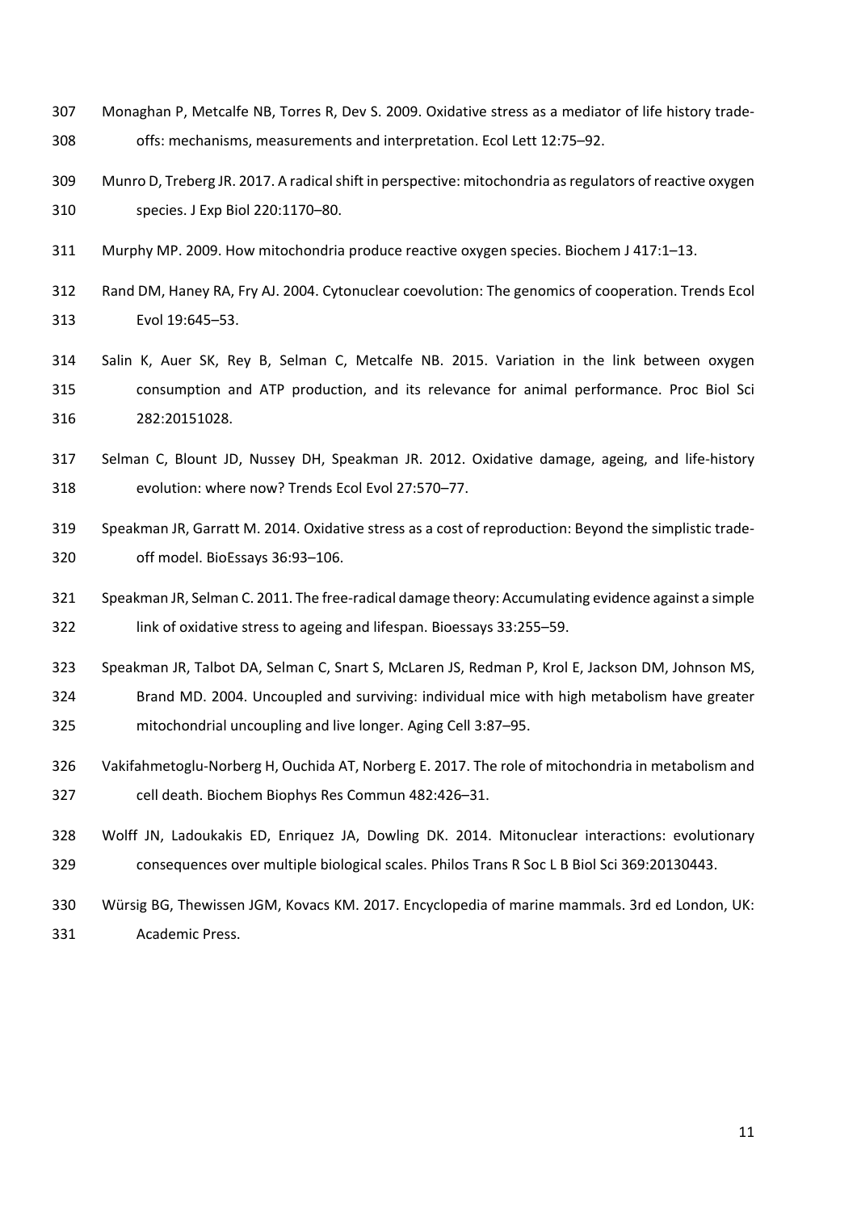Monaghan P, Metcalfe NB, Torres R, Dev S. 2009. Oxidative stress as a mediator of life history trade-offs: mechanisms, measurements and interpretation. Ecol Lett 12:75–92.

Munro D, Treberg JR. 2017. A radical shift in perspective: mitochondria as regulators of reactive oxygen species. J Exp Biol 220:1170–80.

Murphy MP. 2009. How mitochondria produce reactive oxygen species. Biochem J 417:1–13.

Rand DM, Haney RA, Fry AJ. 2004. Cytonuclear coevolution: The genomics of cooperation. Trends Ecol Evol 19:645–53.

Salin K, Auer SK, Rey B, Selman C, Metcalfe NB. 2015. Variation in the link between oxygen consumption and ATP production, and its relevance for animal performance. Proc Biol Sci 282:20151028.

Selman C, Blount JD, Nussey DH, Speakman JR. 2012. Oxidative damage, ageing, and life-history evolution: where now? Trends Ecol Evol 27:570–77.

Speakman JR, Garratt M. 2014. Oxidative stress as a cost of reproduction: Beyond the simplistic trade-off model. BioEssays 36:93–106.

Speakman JR, Selman C. 2011. The free-radical damage theory: Accumulating evidence against a simple link of oxidative stress to ageing and lifespan. Bioessays 33:255–59.

Speakman JR, Talbot DA, Selman C, Snart S, McLaren JS, Redman P, Krol E, Jackson DM, Johnson MS, Brand MD. 2004. Uncoupled and surviving: individual mice with high metabolism have greater mitochondrial uncoupling and live longer. Aging Cell 3:87–95.

Vakifahmetoglu-Norberg H, Ouchida AT, Norberg E. 2017. The role of mitochondria in metabolism and cell death. Biochem Biophys Res Commun 482:426–31.

Wolff JN, Ladoukakis ED, Enriquez JA, Dowling DK. 2014. Mitonuclear interactions: evolutionary consequences over multiple biological scales. Philos Trans R Soc L B Biol Sci 369:20130443.

Würsig BG, Thewissen JGM, Kovacs KM. 2017. Encyclopedia of marine mammals. 3rd ed London, UK: Academic Press.